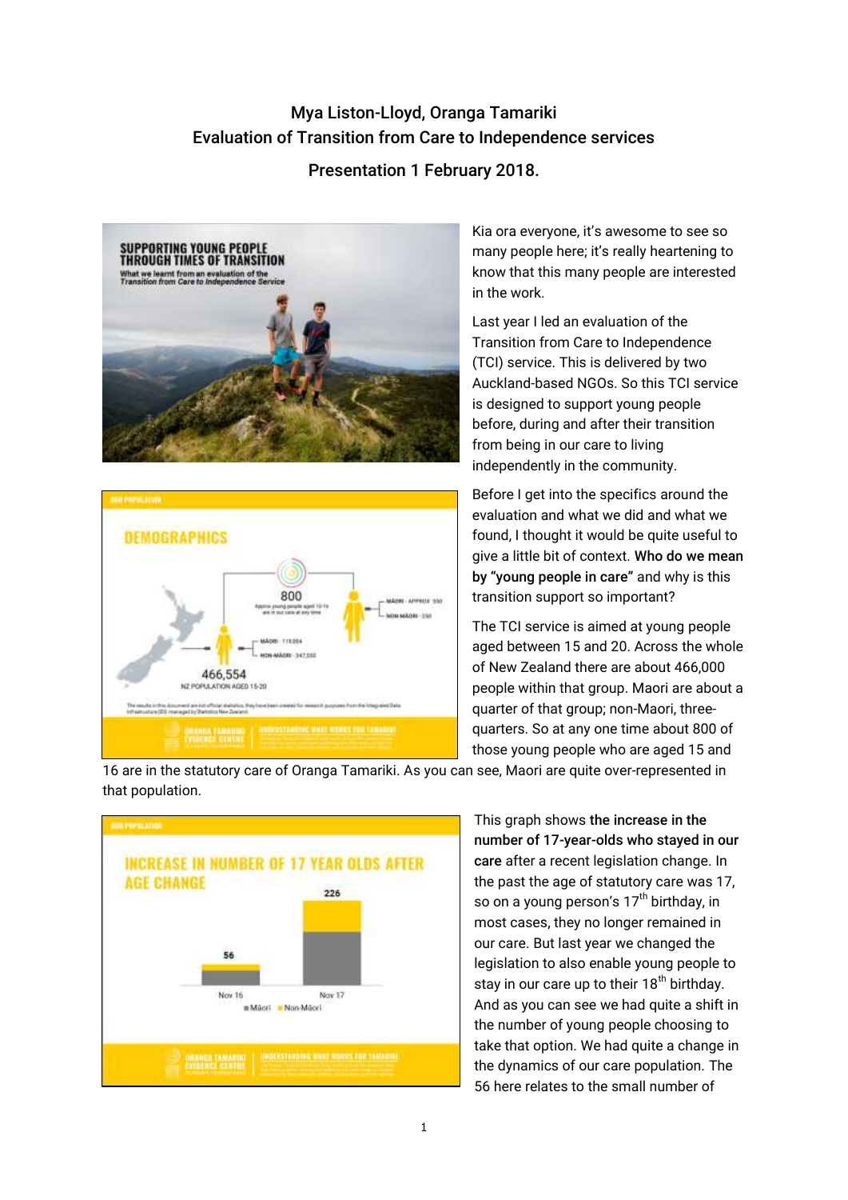# Mya Liston-Lloyd, Oranga Tamariki
# Evaluation of Transition from Care to Independence services
## Presentation 1 February 2018.

Kia ora everyone, it's awesome to see so many people here; it's really heartening to know that this many people are interested in the work.

Last year I led an evaluation of the Transition from Care to Independence (TCI) service. This is delivered by two Auckland-based NGOs. So this TCI service is designed to support young people before, during and after their transition from being in our care to living independently in the community.

Before I get into the specifics around the evaluation and what we did and what we found, I thought it would be quite useful to give a little bit of context. **Who do we mean by "young people in care"** and why is this transition support so important?

The TCI service is aimed at young people aged between 15 and 20. Across the whole of New Zealand there are about 466,000 people within that group. Maori are about a quarter of that group; non-Maori, three-quarters. So at any one time about 800 of those young people who are aged 15 and 16 are in the statutory care of Oranga Tamariki. As you can see, Maori are quite over-represented in that population.

This graph shows **the increase in the number of 17-year-olds who stayed in our care** after a recent legislation change. In the past the age of statutory care was 17, so on a young person's 17th birthday, in most cases, they no longer remained in our care. But last year we changed the legislation to also enable young people to stay in our care up to their 18th birthday. And as you can see we had quite a shift in the number of young people choosing to take that option. We had quite a change in the dynamics of our care population. The 56 here relates to the small number of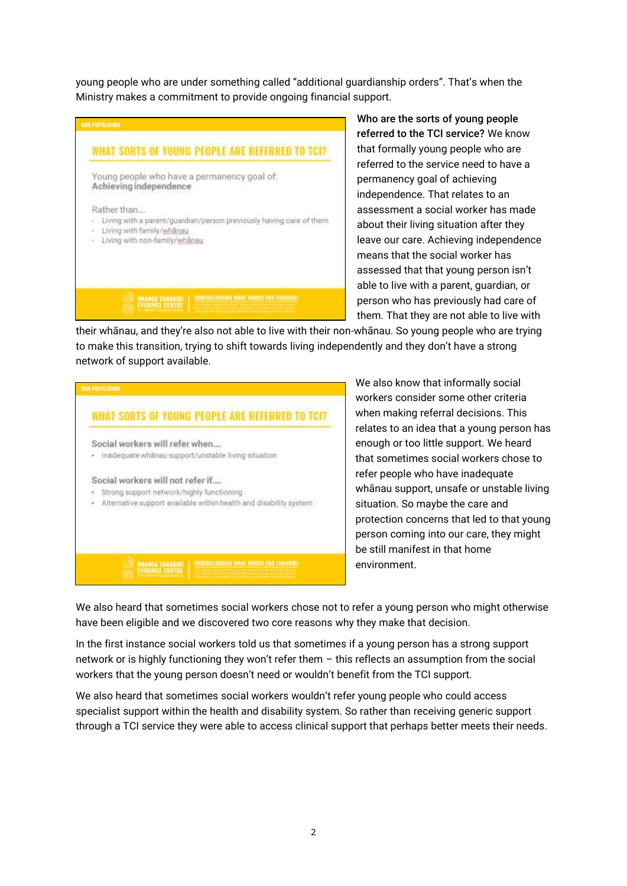young people who are under something called "additional guardianship orders". That's when the Ministry makes a commitment to provide ongoing financial support.

**OUR POPULATION**

**WHAT SORTS OF YOUNG PEOPLE ARE REFERRED TO TCI?**

Young people who have a permanency goal of:
**Achieving independence**

Rather than....

- Living with a parent/guardian/person previously having care of them
- Living with family/whānau
- Living with non-family/whānau

ORANGA TAMARIKI EVIDENCE CENTRE | UNDERSTANDING WHAT WORKS FOR TAMARIKI

**Who are the sorts of young people referred to the TCI service?** We know that formally young people who are referred to the service need to have a permanency goal of achieving independence. That relates to an assessment a social worker has made about their living situation after they leave our care. Achieving independence means that the social worker has assessed that that young person isn't able to live with a parent, guardian, or person who has previously had care of them. That they are not able to live with their whānau, and they're also not able to live with their non-whānau. So young people who are trying to make this transition, trying to shift towards living independently and they don't have a strong network of support available.

**OUR POPULATION**

**WHAT SORTS OF YOUNG PEOPLE ARE REFERRED TO TCI?**

Social workers will refer when....

- Inadequate whānau support/unstable living situation

Social workers will not refer if....

- Strong support network/highly functioning
- Alternative support available within health and disability system

ORANGA TAMARIKI EVIDENCE CENTRE | UNDERSTANDING WHAT WORKS FOR TAMARIKI

We also know that informally social workers consider some other criteria when making referral decisions. This relates to an idea that a young person has enough or too little support. We heard that sometimes social workers chose to refer people who have inadequate whānau support, unsafe or unstable living situation. So maybe the care and protection concerns that led to that young person coming into our care, they might be still manifest in that home environment.

We also heard that sometimes social workers chose not to refer a young person who might otherwise have been eligible and we discovered two core reasons why they make that decision.

In the first instance social workers told us that sometimes if a young person has a strong support network or is highly functioning they won't refer them – this reflects an assumption from the social workers that the young person doesn't need or wouldn't benefit from the TCI support.

We also heard that sometimes social workers wouldn't refer young people who could access specialist support within the health and disability system. So rather than receiving generic support through a TCI service they were able to access clinical support that perhaps better meets their needs.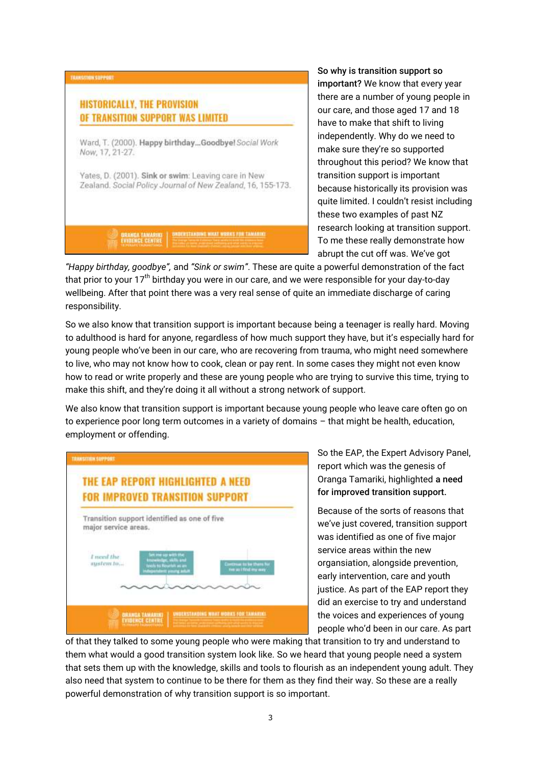TRANSITION SUPPORT

**HISTORICALLY, THE PROVISION OF TRANSITION SUPPORT WAS LIMITED**

Ward, T. (2000). **Happy birthday…Goodbye!** *Social Work Now*, 17, 21-27.

Yates, D. (2001). **Sink or swim**: Leaving care in New Zealand. *Social Policy Journal of New Zealand*, 16, 155-173.

ORANGA TAMARIKI EVIDENCE CENTRE | UNDERSTANDING WHAT WORKS FOR TAMARIKI

**So why is transition support so important?** We know that every year there are a number of young people in our care, and those aged 17 and 18 have to make that shift to living independently. Why do we need to make sure they're so supported throughout this period? We know that transition support is important because historically its provision was quite limited. I couldn't resist including these two examples of past NZ research looking at transition support. To me these really demonstrate how abrupt the cut off was. We've got *"Happy birthday, goodbye"*, and *"Sink or swim"*. These are quite a powerful demonstration of the fact that prior to your 17th birthday you were in our care, and we were responsible for your day-to-day wellbeing. After that point there was a very real sense of quite an immediate discharge of caring responsibility.

So we also know that transition support is important because being a teenager is really hard. Moving to adulthood is hard for anyone, regardless of how much support they have, but it's especially hard for young people who've been in our care, who are recovering from trauma, who might need somewhere to live, who may not know how to cook, clean or pay rent. In some cases they might not even know how to read or write properly and these are young people who are trying to survive this time, trying to make this shift, and they're doing it all without a strong network of support.

We also know that transition support is important because young people who leave care often go on to experience poor long term outcomes in a variety of domains – that might be health, education, employment or offending.

TRANSITION SUPPORT

**THE EAP REPORT HIGHLIGHTED A NEED FOR IMPROVED TRANSITION SUPPORT**

Transition support identified as one of five major service areas.

*I need the system to…*

Set me up with the knowledge, skills and tools to flourish as an independent young adult

Continue to be there for me as I find my way

ORANGA TAMARIKI EVIDENCE CENTRE | UNDERSTANDING WHAT WORKS FOR TAMARIKI

So the EAP, the Expert Advisory Panel, report which was the genesis of Oranga Tamariki, highlighted **a need for improved transition support.**

Because of the sorts of reasons that we've just covered, transition support was identified as one of five major service areas within the new organisation, alongside prevention, early intervention, care and youth justice. As part of the EAP report they did an exercise to try and understand the voices and experiences of young people who'd been in our care. As part of that they talked to some young people who were making that transition to try and understand to them what would a good transition system look like. So we heard that young people need a system that sets them up with the knowledge, skills and tools to flourish as an independent young adult. They also need that system to continue to be there for them as they find their way. So these are a really powerful demonstration of why transition support is so important.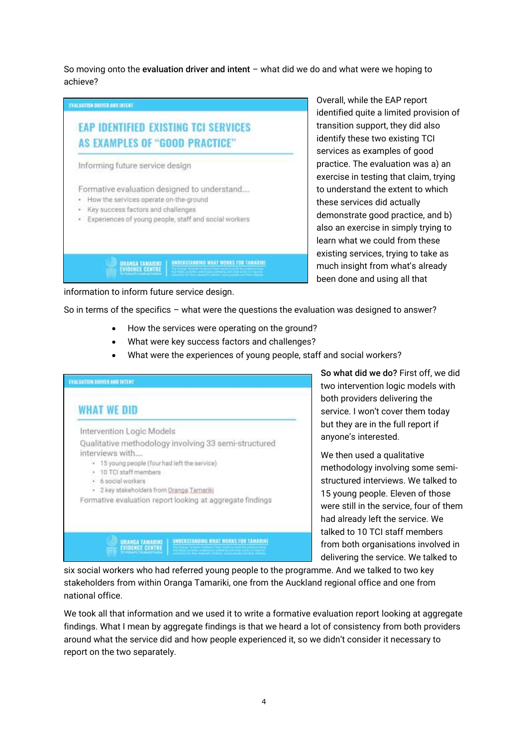So moving onto the **evaluation driver and intent** – what did we do and what were we hoping to achieve?

EVALUATION DRIVER AND INTENT

**EAP IDENTIFIED EXISTING TCI SERVICES AS EXAMPLES OF "GOOD PRACTICE"**

Informing future service design

Formative evaluation designed to understand....

- How the services operate on-the-ground
- Key success factors and challenges
- Experiences of young people, staff and social workers

ORANGA TAMARIKI EVIDENCE CENTRE | UNDERSTANDING WHAT WORKS FOR TAMARIKI

Overall, while the EAP report identified quite a limited provision of transition support, they did also identify these two existing TCI services as examples of good practice. The evaluation was a) an exercise in testing that claim, trying to understand the extent to which these services did actually demonstrate good practice, and b) also an exercise in simply trying to learn what we could from these existing services, trying to take as much insight from what's already been done and using all that information to inform future service design.

So in terms of the specifics – what were the questions the evaluation was designed to answer?

- How the services were operating on the ground?
- What were key success factors and challenges?
- What were the experiences of young people, staff and social workers?

EVALUATION DRIVER AND INTENT

**WHAT WE DID**

Intervention Logic Models

Qualitative methodology involving 33 semi-structured interviews with....

- 15 young people (four had left the service)
- 10 TCI staff members
- 6 social workers
- 2 key stakeholders from Oranga Tamariki

Formative evaluation report looking at aggregate findings

ORANGA TAMARIKI EVIDENCE CENTRE | UNDERSTANDING WHAT WORKS FOR TAMARIKI

**So what did we do?** First off, we did two intervention logic models with both providers delivering the service. I won't cover them today but they are in the full report if anyone's interested.

We then used a qualitative methodology involving some semi-structured interviews. We talked to 15 young people. Eleven of those were still in the service, four of them had already left the service. We talked to 10 TCI staff members from both organisations involved in delivering the service. We talked to six social workers who had referred young people to the programme. And we talked to two key stakeholders from within Oranga Tamariki, one from the Auckland regional office and one from national office.

We took all that information and we used it to write a formative evaluation report looking at aggregate findings. What I mean by aggregate findings is that we heard a lot of consistency from both providers around what the service did and how people experienced it, so we didn't consider it necessary to report on the two separately.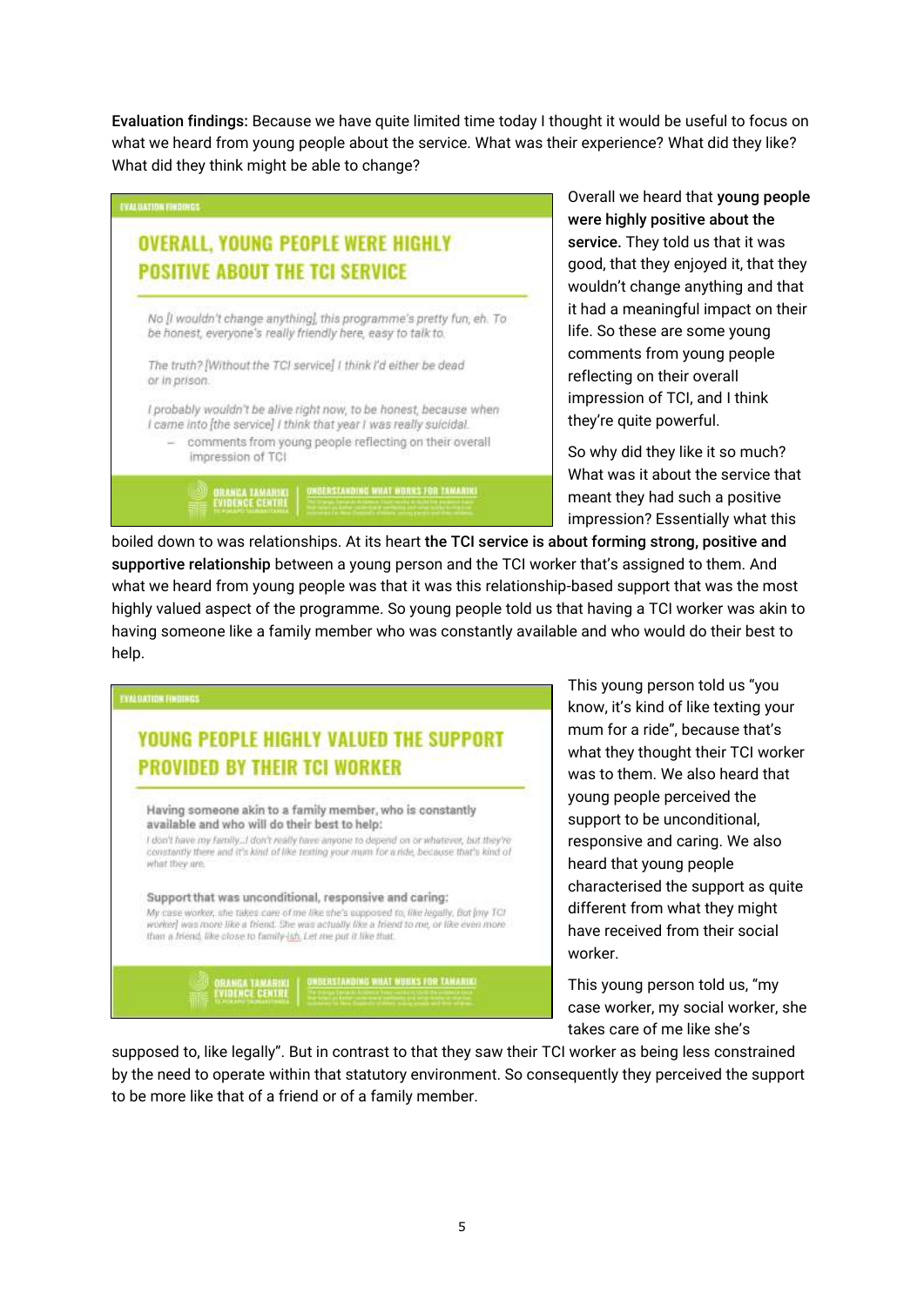**Evaluation findings:** Because we have quite limited time today I thought it would be useful to focus on what we heard from young people about the service. What was their experience? What did they like? What did they think might be able to change?

EVALUATION FINDINGS

**OVERALL, YOUNG PEOPLE WERE HIGHLY POSITIVE ABOUT THE TCI SERVICE**

*No [I wouldn't change anything], this programme's pretty fun, eh. To be honest, everyone's really friendly here, easy to talk to.*

*The truth? [Without the TCI service] I think I'd either be dead or in prison.*

*I probably wouldn't be alive right now, to be honest, because when I came into [the service] I think that year I was really suicidal.*

- comments from young people reflecting on their overall impression of TCI

ORANGA TAMARIKI EVIDENCE CENTRE | UNDERSTANDING WHAT WORKS FOR TAMARIKI

Overall we heard that **young people were highly positive about the service.** They told us that it was good, that they enjoyed it, that they wouldn't change anything and that it had a meaningful impact on their life. So these are some young comments from young people reflecting on their overall impression of TCI, and I think they're quite powerful.

So why did they like it so much? What was it about the service that meant they had such a positive impression? Essentially what this boiled down to was relationships. At its heart **the TCI service is about forming strong, positive and supportive relationship** between a young person and the TCI worker that's assigned to them. And what we heard from young people was that it was this relationship-based support that was the most highly valued aspect of the programme. So young people told us that having a TCI worker was akin to having someone like a family member who was constantly available and who would do their best to help.

EVALUATION FINDINGS

**YOUNG PEOPLE HIGHLY VALUED THE SUPPORT PROVIDED BY THEIR TCI WORKER**

**Having someone akin to a family member, who is constantly available and who will do their best to help:**

*I don't have my family...I don't really have anyone to depend on or whatever, but they're constantly there and it's kind of like texting your mum for a ride, because that's kind of what they are.*

**Support that was unconditional, responsive and caring:**

*My case worker, she takes care of me like she's supposed to, like legally. But [my TCI worker] was more like a friend. She was actually like a friend to me, or like even more than a friend, like close to family-ish. Let me put it like that.*

ORANGA TAMARIKI EVIDENCE CENTRE | UNDERSTANDING WHAT WORKS FOR TAMARIKI

This young person told us "you know, it's kind of like texting your mum for a ride", because that's what they thought their TCI worker was to them. We also heard that young people perceived the support to be unconditional, responsive and caring. We also heard that young people characterised the support as quite different from what they might have received from their social worker.

This young person told us, "my case worker, my social worker, she takes care of me like she's supposed to, like legally". But in contrast to that they saw their TCI worker as being less constrained by the need to operate within that statutory environment. So consequently they perceived the support to be more like that of a friend or of a family member.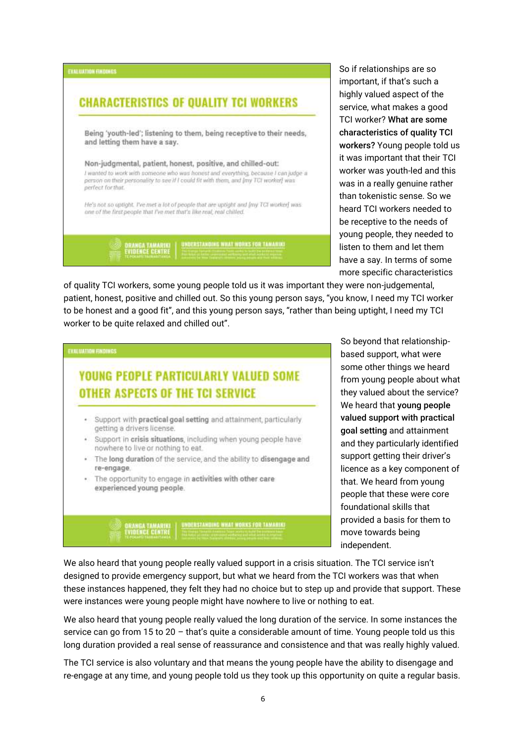**EVALUATION FINDINGS**

## CHARACTERISTICS OF QUALITY TCI WORKERS

Being 'youth-led'; listening to them, being receptive to their needs, and letting them have a say.

Non-judgmental, patient, honest, positive, and chilled-out:

*I wanted to work with someone who was honest and everything, because I can judge a person on their personality to see if I could fit with them, and [my TCI worker] was perfect for that.*

*He's not so uptight. I've met a lot of people that are uptight and [my TCI worker] was one of the first people that I've met that's like real, real chilled.*

ORANGA TAMARIKI EVIDENCE CENTRE | UNDERSTANDING WHAT WORKS FOR TAMARIKI

So if relationships are so important, if that's such a highly valued aspect of the service, what makes a good TCI worker? **What are some characteristics of quality TCI workers?** Young people told us it was important that their TCI worker was youth-led and this was in a really genuine rather than tokenistic sense. So we heard TCI workers needed to be receptive to the needs of young people, they needed to listen to them and let them have a say. In terms of some more specific characteristics of quality TCI workers, some young people told us it was important they were non-judgemental, patient, honest, positive and chilled out. So this young person says, "you know, I need my TCI worker to be honest and a good fit", and this young person says, "rather than being uptight, I need my TCI worker to be quite relaxed and chilled out".

**EVALUATION FINDINGS**

## YOUNG PEOPLE PARTICULARLY VALUED SOME OTHER ASPECTS OF THE TCI SERVICE

- Support with **practical goal setting** and attainment, particularly getting a drivers license.
- Support in **crisis situations**, including when young people have nowhere to live or nothing to eat.
- The **long duration** of the service, and the ability to **disengage and re-engage**.
- The opportunity to engage in **activities with other care experienced young people**.

ORANGA TAMARIKI EVIDENCE CENTRE | UNDERSTANDING WHAT WORKS FOR TAMARIKI

So beyond that relationship-based support, what were some other things we heard from young people about what they valued about the service? We heard that **young people valued support with practical goal setting** and attainment and they particularly identified support getting their driver's licence as a key component of that. We heard from young people that these were core foundational skills that provided a basis for them to move towards being independent.

We also heard that young people really valued support in a crisis situation. The TCI service isn't designed to provide emergency support, but what we heard from the TCI workers was that when these instances happened, they felt they had no choice but to step up and provide that support. These were instances were young people might have nowhere to live or nothing to eat.

We also heard that young people really valued the long duration of the service. In some instances the service can go from 15 to 20 – that's quite a considerable amount of time. Young people told us this long duration provided a real sense of reassurance and consistence and that was really highly valued.

The TCI service is also voluntary and that means the young people have the ability to disengage and re-engage at any time, and young people told us they took up this opportunity on quite a regular basis.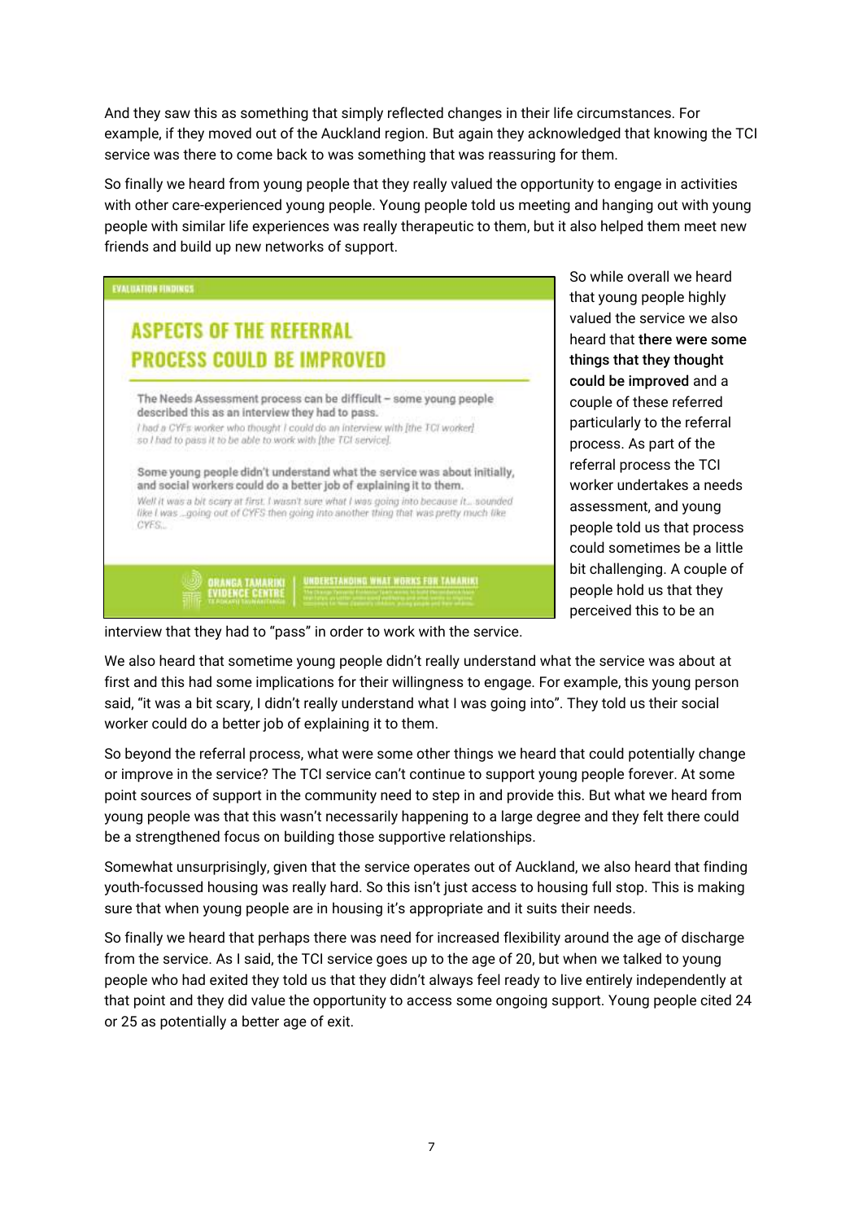And they saw this as something that simply reflected changes in their life circumstances. For example, if they moved out of the Auckland region. But again they acknowledged that knowing the TCI service was there to come back to was something that was reassuring for them.

So finally we heard from young people that they really valued the opportunity to engage in activities with other care-experienced young people. Young people told us meeting and hanging out with young people with similar life experiences was really therapeutic to them, but it also helped them meet new friends and build up new networks of support.

EVALUATION FINDINGS

**ASPECTS OF THE REFERRAL PROCESS COULD BE IMPROVED**

The Needs Assessment process can be difficult – some young people described this as an interview they had to pass.

*I had a CYFs worker who thought I could do an interview with [the TCI worker] so I had to pass it to be able to work with [the TCI service].*

Some young people didn't understand what the service was about initially, and social workers could do a better job of explaining it to them.

*Well it was a bit scary at first. I wasn't sure what I was going into because it... sounded like I was ...going out of CYFS then going into another thing that was pretty much like CYFS...*

ORANGA TAMARIKI EVIDENCE CENTRE | UNDERSTANDING WHAT WORKS FOR TAMARIKI

So while overall we heard that young people highly valued the service we also heard that **there were some things that they thought could be improved** and a couple of these referred particularly to the referral process. As part of the referral process the TCI worker undertakes a needs assessment, and young people told us that process could sometimes be a little bit challenging. A couple of people hold us that they perceived this to be an interview that they had to "pass" in order to work with the service.

We also heard that sometime young people didn't really understand what the service was about at first and this had some implications for their willingness to engage. For example, this young person said, "it was a bit scary, I didn't really understand what I was going into". They told us their social worker could do a better job of explaining it to them.

So beyond the referral process, what were some other things we heard that could potentially change or improve in the service? The TCI service can't continue to support young people forever. At some point sources of support in the community need to step in and provide this. But what we heard from young people was that this wasn't necessarily happening to a large degree and they felt there could be a strengthened focus on building those supportive relationships.

Somewhat unsurprisingly, given that the service operates out of Auckland, we also heard that finding youth-focussed housing was really hard. So this isn't just access to housing full stop. This is making sure that when young people are in housing it's appropriate and it suits their needs.

So finally we heard that perhaps there was need for increased flexibility around the age of discharge from the service. As I said, the TCI service goes up to the age of 20, but when we talked to young people who had exited they told us that they didn't always feel ready to live entirely independently at that point and they did value the opportunity to access some ongoing support. Young people cited 24 or 25 as potentially a better age of exit.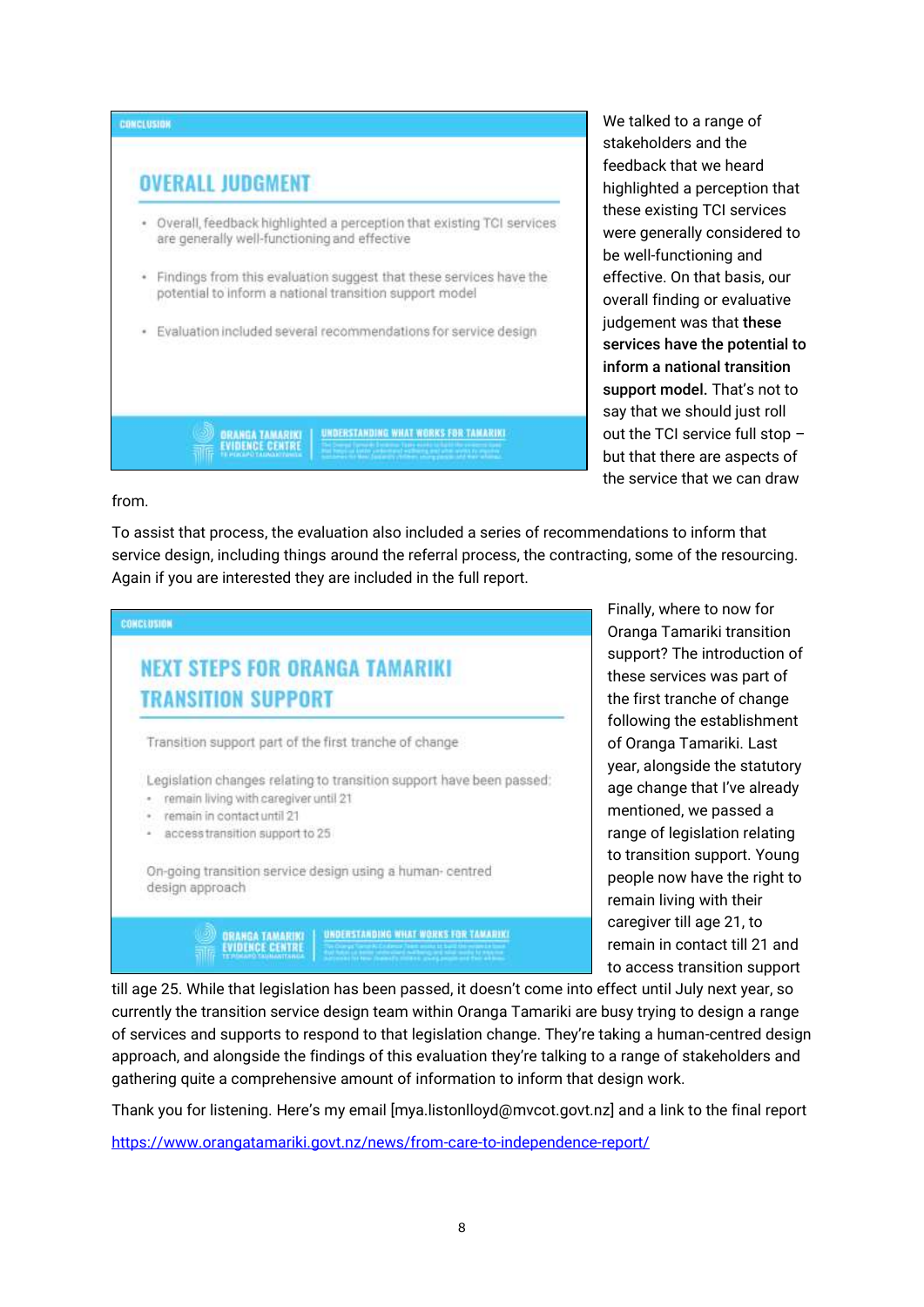CONCLUSION

## OVERALL JUDGMENT

- Overall, feedback highlighted a perception that existing TCI services are generally well-functioning and effective
- Findings from this evaluation suggest that these services have the potential to inform a national transition support model
- Evaluation included several recommendations for service design

ORANGA TAMARIKI EVIDENCE CENTRE | UNDERSTANDING WHAT WORKS FOR TAMARIKI

We talked to a range of stakeholders and the feedback that we heard highlighted a perception that these existing TCI services were generally considered to be well-functioning and effective. On that basis, our overall finding or evaluative judgement was that **these services have the potential to inform a national transition support model.** That's not to say that we should just roll out the TCI service full stop – but that there are aspects of the service that we can draw from.

To assist that process, the evaluation also included a series of recommendations to inform that service design, including things around the referral process, the contracting, some of the resourcing. Again if you are interested they are included in the full report.

CONCLUSION

## NEXT STEPS FOR ORANGA TAMARIKI TRANSITION SUPPORT

Transition support part of the first tranche of change

Legislation changes relating to transition support have been passed:
- remain living with caregiver until 21
- remain in contact until 21
- access transition support to 25

On-going transition service design using a human- centred design approach

ORANGA TAMARIKI EVIDENCE CENTRE | UNDERSTANDING WHAT WORKS FOR TAMARIKI

Finally, where to now for Oranga Tamariki transition support? The introduction of these services was part of the first tranche of change following the establishment of Oranga Tamariki. Last year, alongside the statutory age change that I've already mentioned, we passed a range of legislation relating to transition support. Young people now have the right to remain living with their caregiver till age 21, to remain in contact till 21 and to access transition support till age 25. While that legislation has been passed, it doesn't come into effect until July next year, so currently the transition service design team within Oranga Tamariki are busy trying to design a range of services and supports to respond to that legislation change. They're taking a human-centred design approach, and alongside the findings of this evaluation they're talking to a range of stakeholders and gathering quite a comprehensive amount of information to inform that design work.

Thank you for listening. Here's my email [mya.listonlloyd@mvcot.govt.nz] and a link to the final report

https://www.orangatamariki.govt.nz/news/from-care-to-independence-report/